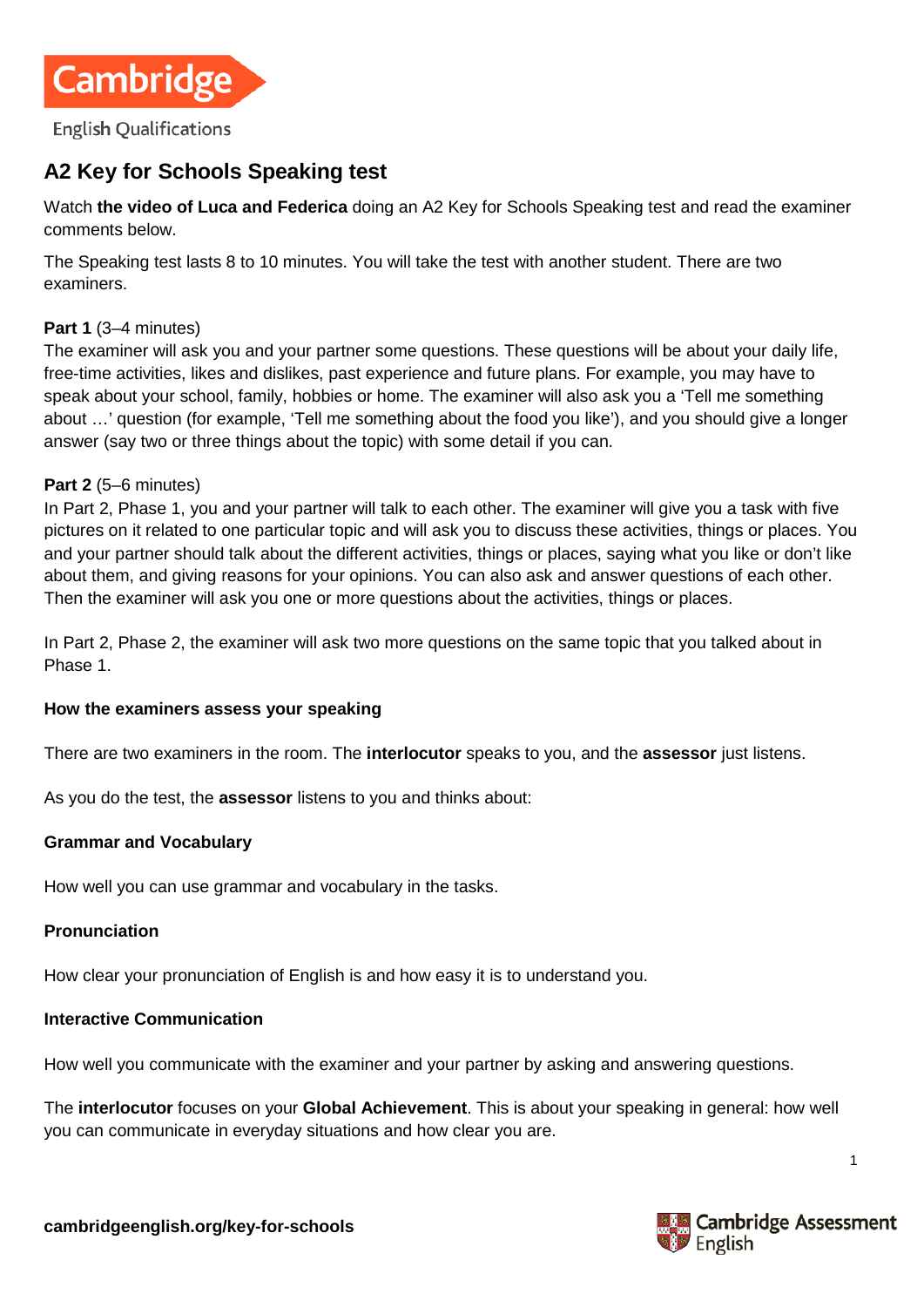# A2 Key for Schools Speaking test

Watch **the video of Luca and Federica** doing an A2 Key for Schools Speaking test and read the examiner comments below.

The Speaking test lasts 8 to 10 minutes. You will take the test with another student. There are two examiners.

**Part 1** (3–4 minutes)
The examiner will ask you and your partner some questions. These questions will be about your daily life, free-time activities, likes and dislikes, past experience and future plans. For example, you may have to speak about your school, family, hobbies or home. The examiner will also ask you a 'Tell me something about …' question (for example, 'Tell me something about the food you like'), and you should give a longer answer (say two or three things about the topic) with some detail if you can.

**Part 2** (5–6 minutes)
In Part 2, Phase 1, you and your partner will talk to each other. The examiner will give you a task with five pictures on it related to one particular topic and will ask you to discuss these activities, things or places. You and your partner should talk about the different activities, things or places, saying what you like or don't like about them, and giving reasons for your opinions. You can also ask and answer questions of each other. Then the examiner will ask you one or more questions about the activities, things or places.

In Part 2, Phase 2, the examiner will ask two more questions on the same topic that you talked about in Phase 1.

**How the examiners assess your speaking**

There are two examiners in the room. The **interlocutor** speaks to you, and the **assessor** just listens.

As you do the test, the **assessor** listens to you and thinks about:

**Grammar and Vocabulary**

How well you can use grammar and vocabulary in the tasks.

**Pronunciation**

How clear your pronunciation of English is and how easy it is to understand you.

**Interactive Communication**

How well you communicate with the examiner and your partner by asking and answering questions.

The **interlocutor** focuses on your **Global Achievement**. This is about your speaking in general: how well you can communicate in everyday situations and how clear you are.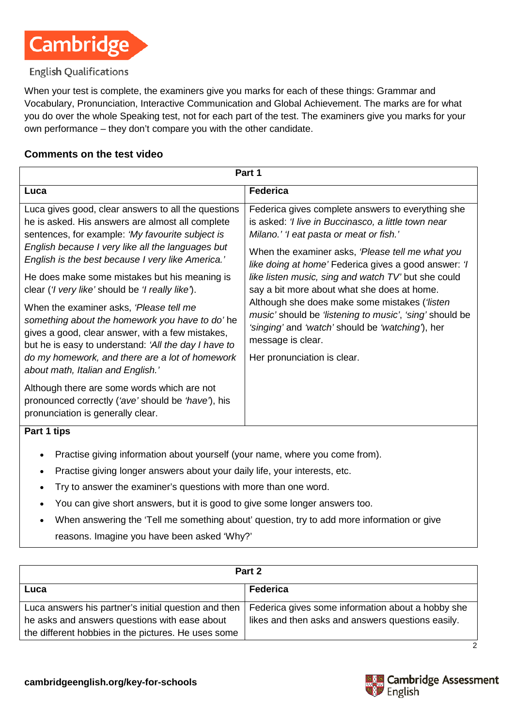When your test is complete, the examiners give you marks for each of these things: Grammar and Vocabulary, Pronunciation, Interactive Communication and Global Achievement. The marks are for what you do over the whole Speaking test, not for each part of the test. The examiners give you marks for your own performance – they don't compare you with the other candidate.

## Comments on the test video

| Part 1 | |
|---|---|
| **Luca** | **Federica** |
| Luca gives good, clear answers to all the questions he is asked. His answers are almost all complete sentences, for example: *'My favourite subject is English because I very like all the languages but English is the best because I very like America.'*<br><br>He does make some mistakes but his meaning is clear (*'I very like'* should be *'I really like'*).<br><br>When the examiner asks, *'Please tell me something about the homework you have to do'* he gives a good, clear answer, with a few mistakes, but he is easy to understand: *'All the day I have to do my homework, and there are a lot of homework about math, Italian and English.'*<br><br>Although there are some words which are not pronounced correctly (*'ave'* should be *'have'*), his pronunciation is generally clear. | Federica gives complete answers to everything she is asked: *'I live in Buccinasco, a little town near Milano.' 'I eat pasta or meat or fish.'*<br><br>When the examiner asks, *'Please tell me what you like doing at home'* Federica gives a good answer: *'I like listen music, sing and watch TV'* but she could say a bit more about what she does at home. Although she does make some mistakes (*'listen music'* should be *'listening to music'*, *'sing'* should be *'singing'* and *'watch'* should be *'watching'*), her message is clear.<br><br>Her pronunciation is clear. |

**Part 1 tips**

- Practise giving information about yourself (your name, where you come from).
- Practise giving longer answers about your daily life, your interests, etc.
- Try to answer the examiner's questions with more than one word.
- You can give short answers, but it is good to give some longer answers too.
- When answering the 'Tell me something about' question, try to add more information or give reasons. Imagine you have been asked 'Why?'

| Part 2 | |
|---|---|
| **Luca** | **Federica** |
| Luca answers his partner's initial question and then he asks and answers questions with ease about the different hobbies in the pictures. He uses some | Federica gives some information about a hobby she likes and then asks and answers questions easily. |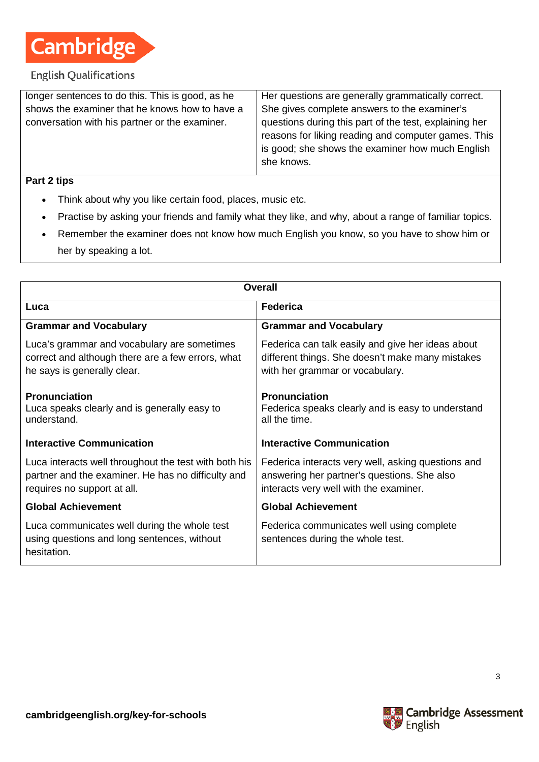| | |
|---|---|
| longer sentences to do this. This is good, as he shows the examiner that he knows how to have a conversation with his partner or the examiner. | Her questions are generally grammatically correct. She gives complete answers to the examiner's questions during this part of the test, explaining her reasons for liking reading and computer games. This is good; she shows the examiner how much English she knows. |

**Part 2 tips**

- Think about why you like certain food, places, music etc.
- Practise by asking your friends and family what they like, and why, about a range of familiar topics.
- Remember the examiner does not know how much English you know, so you have to show him or her by speaking a lot.

| **Overall** | |
|---|---|
| **Luca** | **Federica** |
| **Grammar and Vocabulary**<br><br>Luca's grammar and vocabulary are sometimes correct and although there are a few errors, what he says is generally clear. | **Grammar and Vocabulary**<br><br>Federica can talk easily and give her ideas about different things. She doesn't make many mistakes with her grammar or vocabulary. |
| **Pronunciation**<br>Luca speaks clearly and is generally easy to understand. | **Pronunciation**<br>Federica speaks clearly and is easy to understand all the time. |
| **Interactive Communication**<br><br>Luca interacts well throughout the test with both his partner and the examiner. He has no difficulty and requires no support at all. | **Interactive Communication**<br><br>Federica interacts very well, asking questions and answering her partner's questions. She also interacts very well with the examiner. |
| **Global Achievement**<br><br>Luca communicates well during the whole test using questions and long sentences, without hesitation. | **Global Achievement**<br><br>Federica communicates well using complete sentences during the whole test. |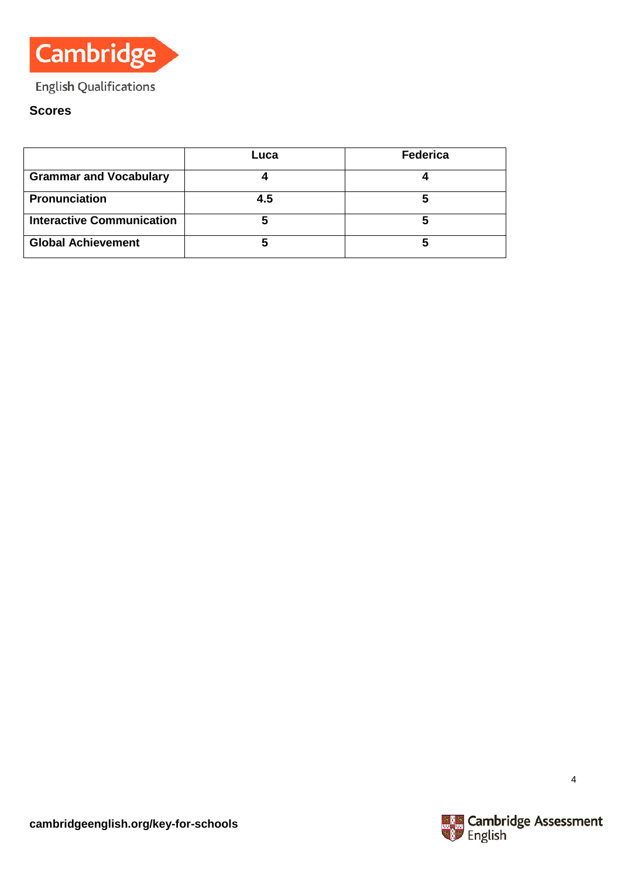**Scores**

| | Luca | Federica |
|---|---|---|
| **Grammar and Vocabulary** | **4** | **4** |
| **Pronunciation** | **4.5** | **5** |
| **Interactive Communication** | **5** | **5** |
| **Global Achievement** | **5** | **5** |